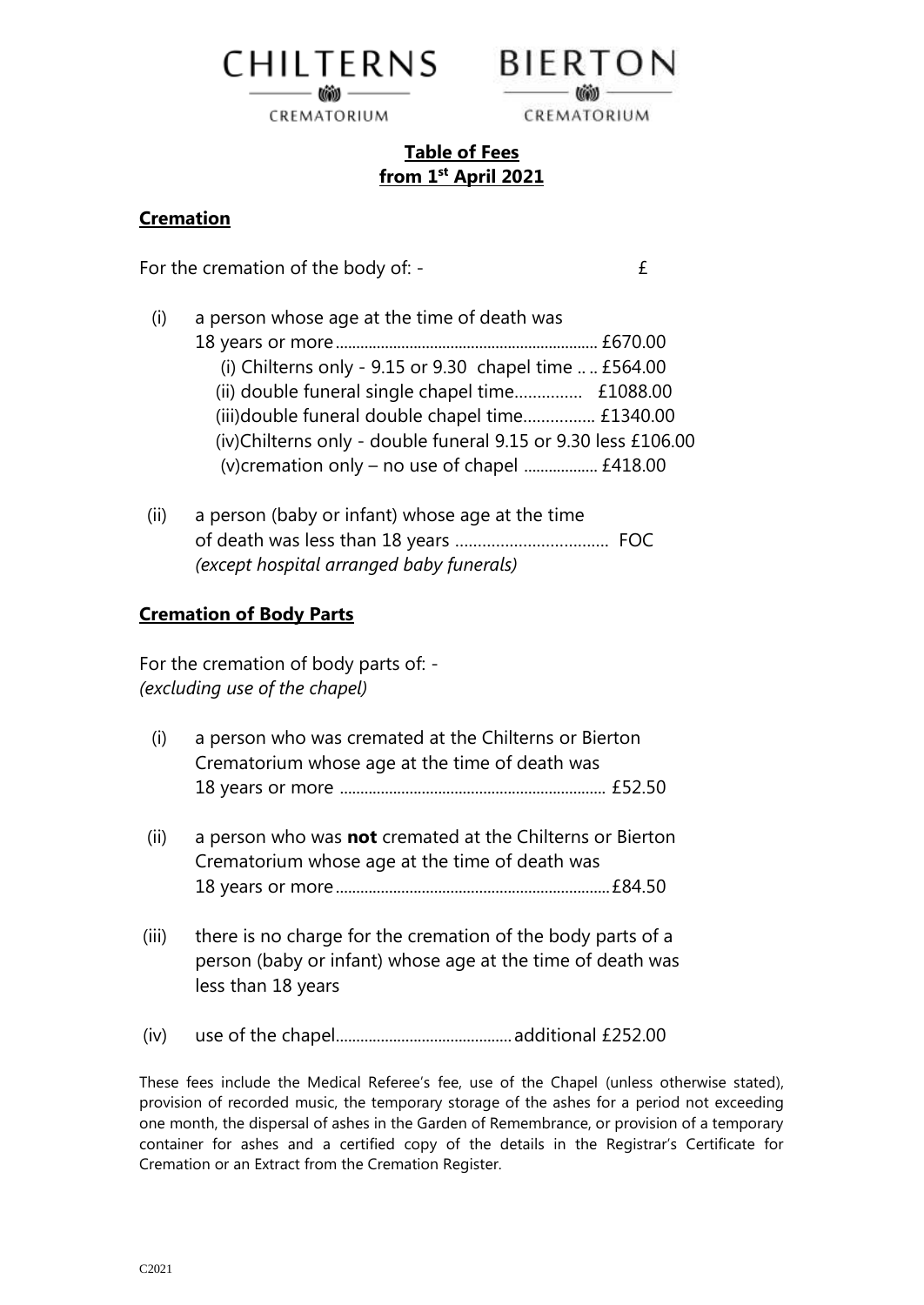CHILTERNS CREMATORIUM BIERTON CREMATORIUM

## Table of Fees
## from 1st April 2021

### Cremation

For the cremation of the body of: - £

(i) a person whose age at the time of death was 18 years or more ................................................................ £670.00
  - (i) Chilterns only - 9.15 or 9.30 chapel time .. .. £564.00
  - (ii) double funeral single chapel time.............. £1088.00
  - (iii)double funeral double chapel time................ £1340.00
  - (iv)Chilterns only - double funeral 9.15 or 9.30 less £106.00
  - (v)cremation only – no use of chapel .................. £418.00

(ii) a person (baby or infant) whose age at the time of death was less than 18 years .................................. FOC
*(except hospital arranged baby funerals)*

### Cremation of Body Parts

For the cremation of body parts of: -
*(excluding use of the chapel)*

(i) a person who was cremated at the Chilterns or Bierton Crematorium whose age at the time of death was 18 years or more ................................................................ £52.50

(ii) a person who was **not** cremated at the Chilterns or Bierton Crematorium whose age at the time of death was 18 years or more.................................................................. £84.50

(iii) there is no charge for the cremation of the body parts of a person (baby or infant) whose age at the time of death was less than 18 years

(iv) use of the chapel.......................................... additional £252.00

These fees include the Medical Referee's fee, use of the Chapel (unless otherwise stated), provision of recorded music, the temporary storage of the ashes for a period not exceeding one month, the dispersal of ashes in the Garden of Remembrance, or provision of a temporary container for ashes and a certified copy of the details in the Registrar's Certificate for Cremation or an Extract from the Cremation Register.

C2021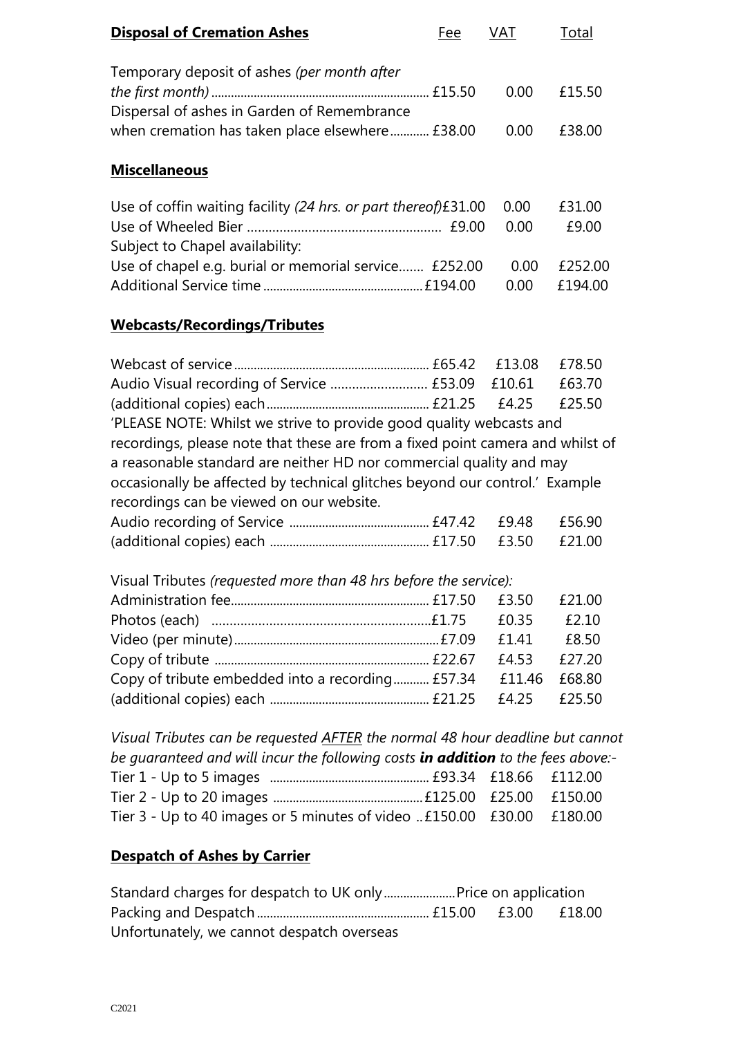| **Disposal of Cremation Ashes** | Fee | VAT | Total |
|---|---|---|---|
| Temporary deposit of ashes *(per month after the first month)* | £15.50 | 0.00 | £15.50 |
| Dispersal of ashes in Garden of Remembrance when cremation has taken place elsewhere | £38.00 | 0.00 | £38.00 |

## **Miscellaneous**

| | | | |
|---|---|---|---|
| Use of coffin waiting facility *(24 hrs. or part thereof)* | £31.00 | 0.00 | £31.00 |
| Use of Wheeled Bier | £9.00 | 0.00 | £9.00 |
| Subject to Chapel availability: | | | |
| Use of chapel e.g. burial or memorial service | £252.00 | 0.00 | £252.00 |
| Additional Service time | £194.00 | 0.00 | £194.00 |

## **Webcasts/Recordings/Tributes**

| | | | |
|---|---|---|---|
| Webcast of service | £65.42 | £13.08 | £78.50 |
| Audio Visual recording of Service | £53.09 | £10.61 | £63.70 |
| (additional copies) each | £21.25 | £4.25 | £25.50 |

'PLEASE NOTE: Whilst we strive to provide good quality webcasts and recordings, please note that these are from a fixed point camera and whilst of a reasonable standard are neither HD nor commercial quality and may occasionally be affected by technical glitches beyond our control.' Example recordings can be viewed on our website.

| | | | |
|---|---|---|---|
| Audio recording of Service | £47.42 | £9.48 | £56.90 |
| (additional copies) each | £17.50 | £3.50 | £21.00 |

Visual Tributes *(requested more than 48 hrs before the service):*

| | | | |
|---|---|---|---|
| Administration fee | £17.50 | £3.50 | £21.00 |
| Photos (each) | £1.75 | £0.35 | £2.10 |
| Video (per minute) | £7.09 | £1.41 | £8.50 |
| Copy of tribute | £22.67 | £4.53 | £27.20 |
| Copy of tribute embedded into a recording | £57.34 | £11.46 | £68.80 |
| (additional copies) each | £21.25 | £4.25 | £25.50 |

*Visual Tributes can be requested AFTER the normal 48 hour deadline but cannot be guaranteed and will incur the following costs **in addition** to the fees above:-*

| | | | |
|---|---|---|---|
| Tier 1 - Up to 5 images | £93.34 | £18.66 | £112.00 |
| Tier 2 - Up to 20 images | £125.00 | £25.00 | £150.00 |
| Tier 3 - Up to 40 images or 5 minutes of video | £150.00 | £30.00 | £180.00 |

## **Despatch of Ashes by Carrier**

| | | | |
|---|---|---|---|
| Standard charges for despatch to UK only | Price on application | | |
| Packing and Despatch | £15.00 | £3.00 | £18.00 |

Unfortunately, we cannot despatch overseas

C2021